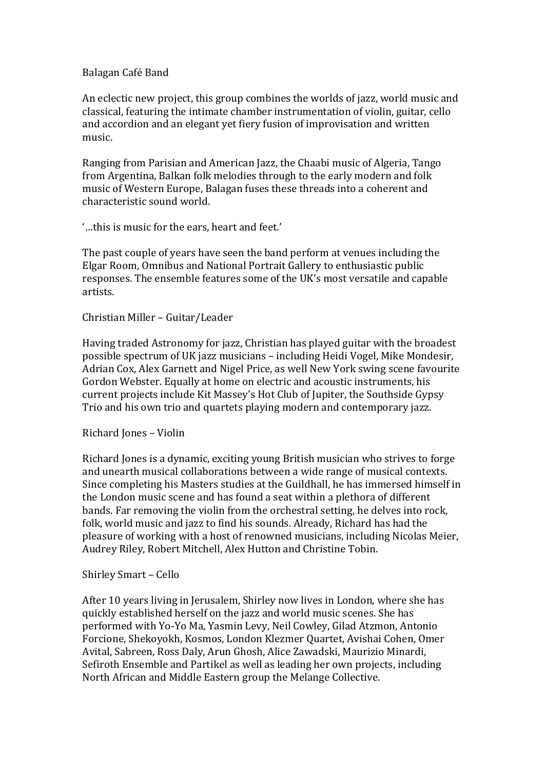# Balagan Café Band

An eclectic new project, this group combines the worlds of jazz, world music and classical, featuring the intimate chamber instrumentation of violin, guitar, cello and accordion and an elegant yet fiery fusion of improvisation and written music.

Ranging from Parisian and American Jazz, the Chaabi music of Algeria, Tango from Argentina, Balkan folk melodies through to the early modern and folk music of Western Europe, Balagan fuses these threads into a coherent and characteristic sound world.

'…this is music for the ears, heart and feet.'

The past couple of years have seen the band perform at venues including the Elgar Room, Omnibus and National Portrait Gallery to enthusiastic public responses. The ensemble features some of the UK's most versatile and capable artists.

## Christian Miller – Guitar/Leader

Having traded Astronomy for jazz, Christian has played guitar with the broadest possible spectrum of UK jazz musicians – including Heidi Vogel, Mike Mondesir, Adrian Cox, Alex Garnett and Nigel Price, as well New York swing scene favourite Gordon Webster. Equally at home on electric and acoustic instruments, his current projects include Kit Massey's Hot Club of Jupiter, the Southside Gypsy Trio and his own trio and quartets playing modern and contemporary jazz.

## Richard Jones – Violin

Richard Jones is a dynamic, exciting young British musician who strives to forge and unearth musical collaborations between a wide range of musical contexts. Since completing his Masters studies at the Guildhall, he has immersed himself in the London music scene and has found a seat within a plethora of different bands. Far removing the violin from the orchestral setting, he delves into rock, folk, world music and jazz to find his sounds. Already, Richard has had the pleasure of working with a host of renowned musicians, including Nicolas Meier, Audrey Riley, Robert Mitchell, Alex Hutton and Christine Tobin.

## Shirley Smart – Cello

After 10 years living in Jerusalem, Shirley now lives in London, where she has quickly established herself on the jazz and world music scenes. She has performed with Yo-Yo Ma, Yasmin Levy, Neil Cowley, Gilad Atzmon, Antonio Forcione, Shekoyokh, Kosmos, London Klezmer Quartet, Avishai Cohen, Omer Avital, Sabreen, Ross Daly, Arun Ghosh, Alice Zawadski, Maurizio Minardi, Sefiroth Ensemble and Partikel as well as leading her own projects, including North African and Middle Eastern group the Melange Collective.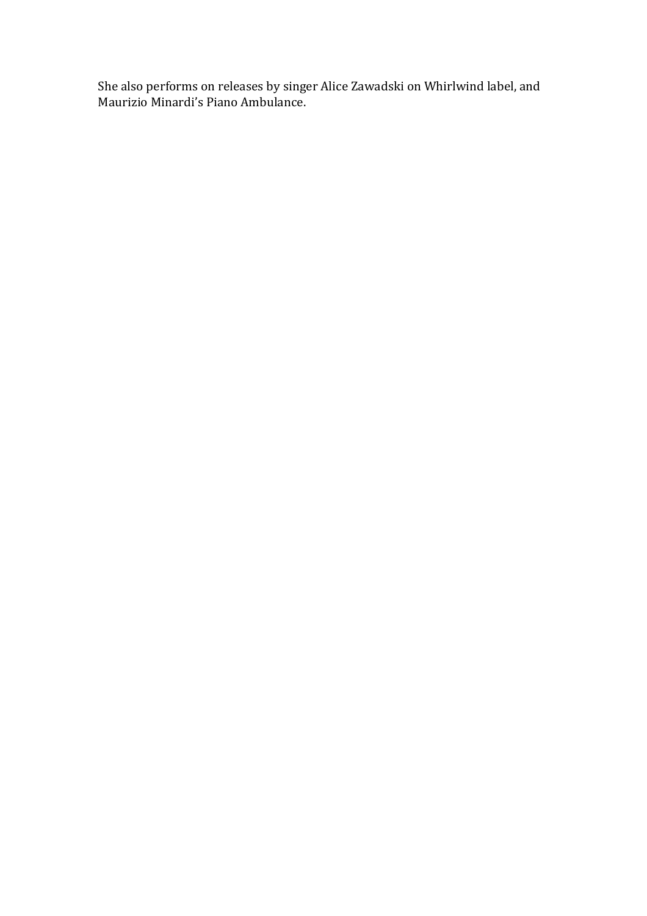She also performs on releases by singer Alice Zawadski on Whirlwind label, and Maurizio Minardi's Piano Ambulance.